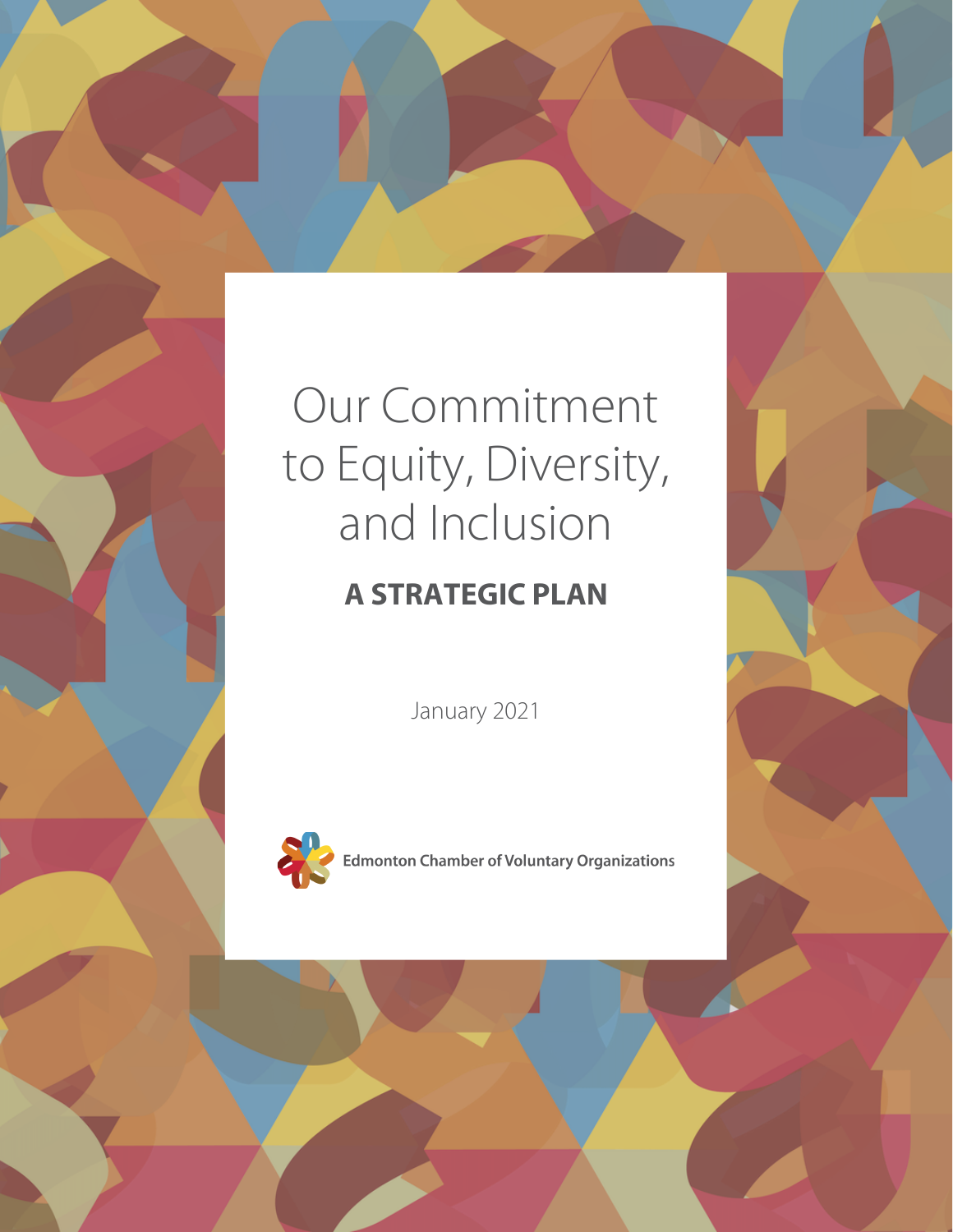# Our Commitment to Equity, Diversity, and Inclusion

## A STRATEGIC PLAN

January 2021

Edmonton Chamber of Voluntary Organizations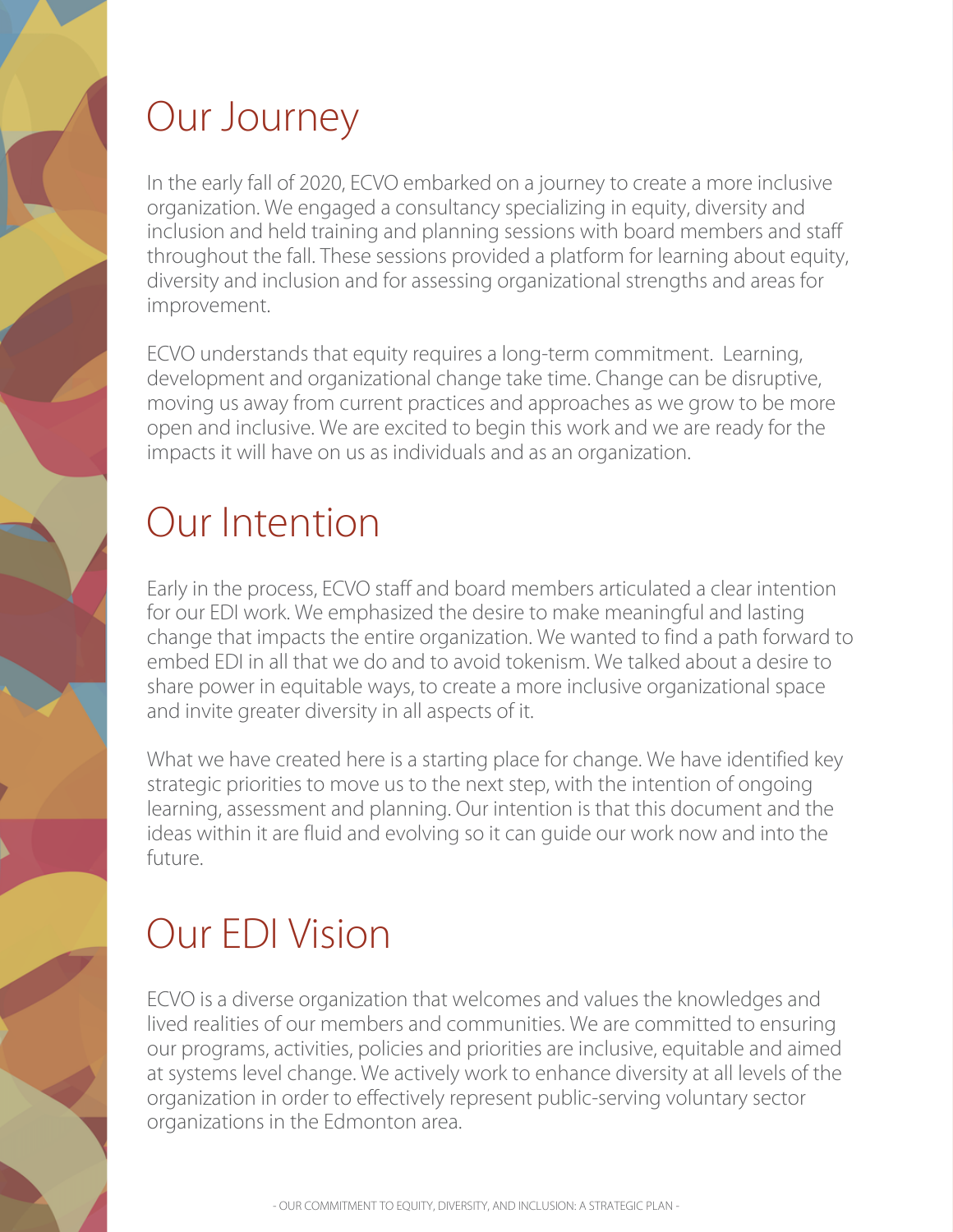# Our Journey

In the early fall of 2020, ECVO embarked on a journey to create a more inclusive organization. We engaged a consultancy specializing in equity, diversity and inclusion and held training and planning sessions with board members and staff throughout the fall. These sessions provided a platform for learning about equity, diversity and inclusion and for assessing organizational strengths and areas for improvement.

ECVO understands that equity requires a long-term commitment. Learning, development and organizational change take time. Change can be disruptive, moving us away from current practices and approaches as we grow to be more open and inclusive. We are excited to begin this work and we are ready for the impacts it will have on us as individuals and as an organization.

# Our Intention

Early in the process, ECVO staff and board members articulated a clear intention for our EDI work. We emphasized the desire to make meaningful and lasting change that impacts the entire organization. We wanted to find a path forward to embed EDI in all that we do and to avoid tokenism. We talked about a desire to share power in equitable ways, to create a more inclusive organizational space and invite greater diversity in all aspects of it.

What we have created here is a starting place for change. We have identified key strategic priorities to move us to the next step, with the intention of ongoing learning, assessment and planning. Our intention is that this document and the ideas within it are fluid and evolving so it can guide our work now and into the future.

# Our EDI Vision

ECVO is a diverse organization that welcomes and values the knowledges and lived realities of our members and communities. We are committed to ensuring our programs, activities, policies and priorities are inclusive, equitable and aimed at systems level change. We actively work to enhance diversity at all levels of the organization in order to effectively represent public-serving voluntary sector organizations in the Edmonton area.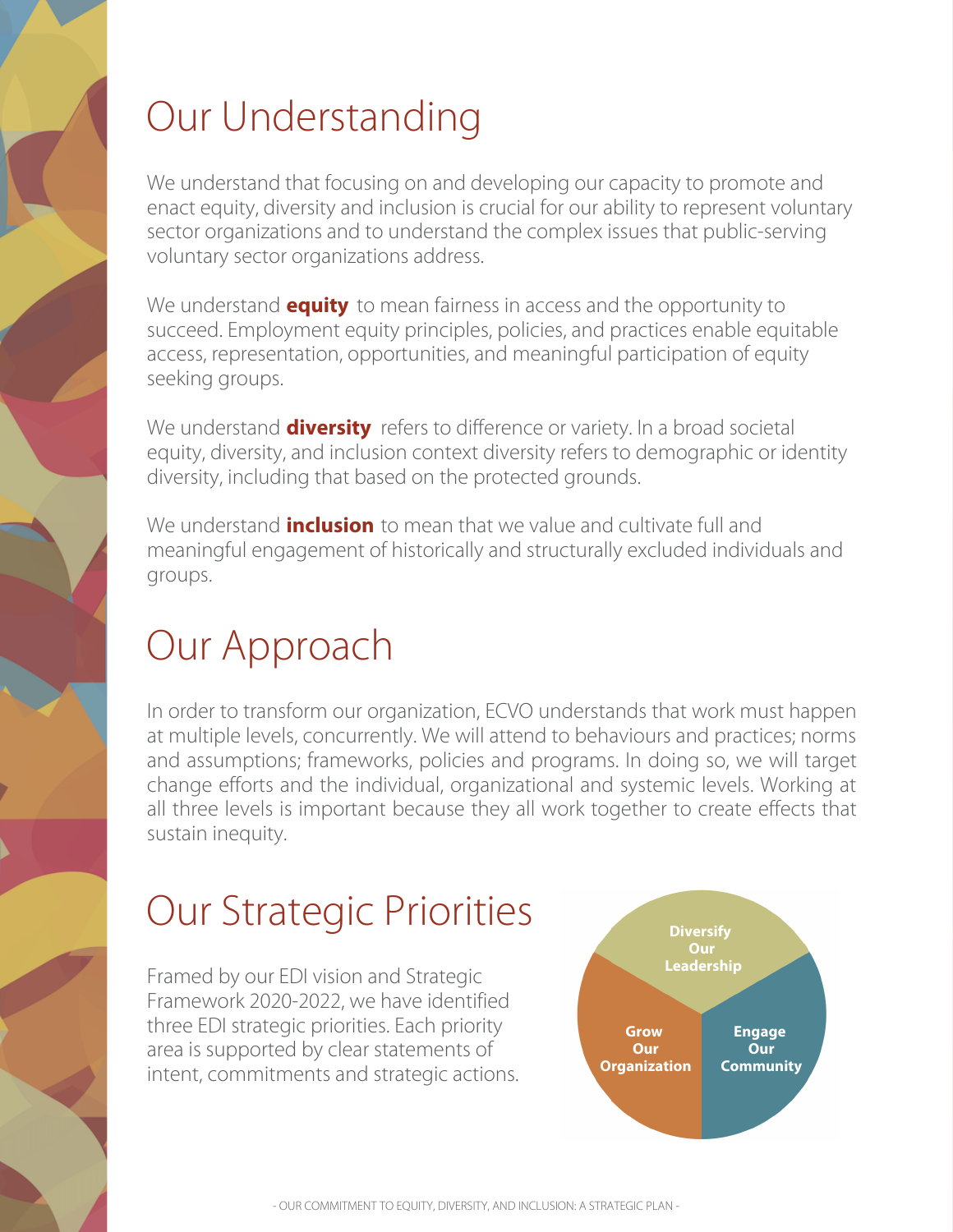# Our Understanding

We understand that focusing on and developing our capacity to promote and enact equity, diversity and inclusion is crucial for our ability to represent voluntary sector organizations and to understand the complex issues that public-serving voluntary sector organizations address.

We understand **equity** to mean fairness in access and the opportunity to succeed. Employment equity principles, policies, and practices enable equitable access, representation, opportunities, and meaningful participation of equity seeking groups.

We understand **diversity** refers to difference or variety. In a broad societal equity, diversity, and inclusion context diversity refers to demographic or identity diversity, including that based on the protected grounds.

We understand **inclusion** to mean that we value and cultivate full and meaningful engagement of historically and structurally excluded individuals and groups.

# Our Approach

In order to transform our organization, ECVO understands that work must happen at multiple levels, concurrently. We will attend to behaviours and practices; norms and assumptions; frameworks, policies and programs. In doing so, we will target change efforts and the individual, organizational and systemic levels. Working at all three levels is important because they all work together to create effects that sustain inequity.

# Our Strategic Priorities

Framed by our EDI vision and Strategic Framework 2020-2022, we have identified three EDI strategic priorities. Each priority area is supported by clear statements of intent, commitments and strategic actions.

- Diversify Our Leadership
- Grow Our Organization
- Engage Our Community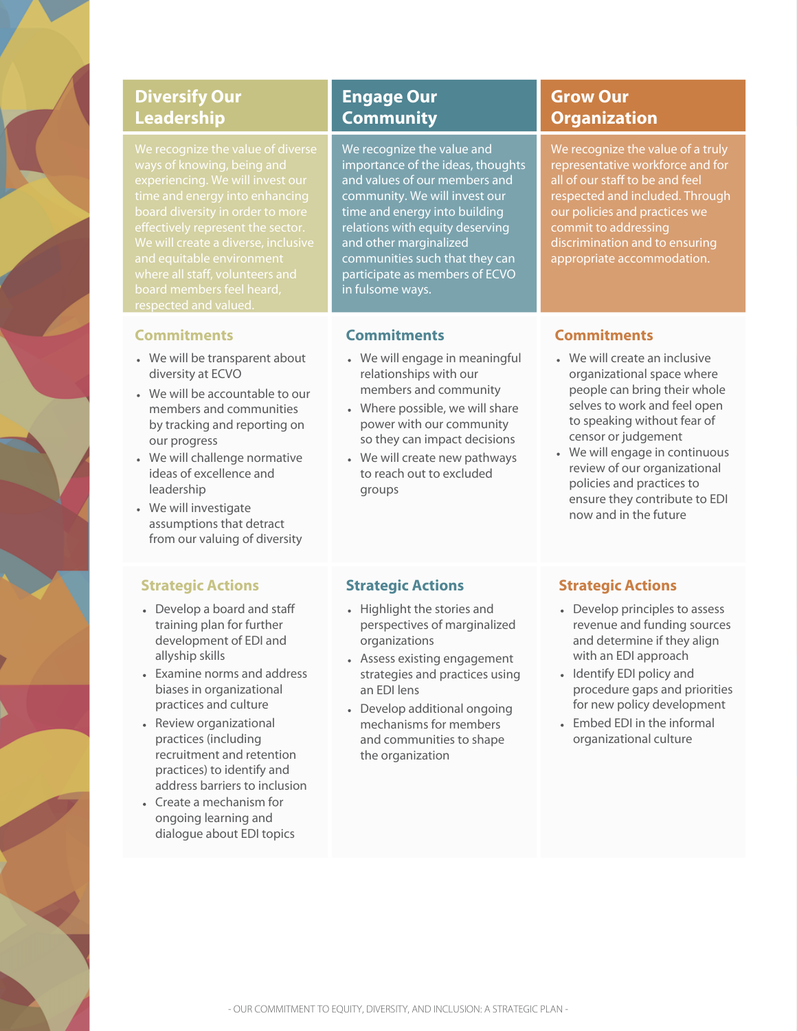## Diversify Our Leadership

We recognize the value of diverse ways of knowing, being and experiencing. We will invest our time and energy into enhancing board diversity in order to more effectively represent the sector. We will create a diverse, inclusive and equitable environment where all staff, volunteers and board members feel heard, respected and valued.

### Commitments

- We will be transparent about diversity at ECVO
- We will be accountable to our members and communities by tracking and reporting on our progress
- We will challenge normative ideas of excellence and leadership
- We will investigate assumptions that detract from our valuing of diversity

### Strategic Actions

- Develop a board and staff training plan for further development of EDI and allyship skills
- Examine norms and address biases in organizational practices and culture
- Review organizational practices (including recruitment and retention practices) to identify and address barriers to inclusion
- Create a mechanism for ongoing learning and dialogue about EDI topics

## Engage Our Community

We recognize the value and importance of the ideas, thoughts and values of our members and community. We will invest our time and energy into building relations with equity deserving and other marginalized communities such that they can participate as members of ECVO in fulsome ways.

### Commitments

- We will engage in meaningful relationships with our members and community
- Where possible, we will share power with our community so they can impact decisions
- We will create new pathways to reach out to excluded groups

### Strategic Actions

- Highlight the stories and perspectives of marginalized organizations
- Assess existing engagement strategies and practices using an EDI lens
- Develop additional ongoing mechanisms for members and communities to shape the organization

## Grow Our Organization

We recognize the value of a truly representative workforce and for all of our staff to be and feel respected and included. Through our policies and practices we commit to addressing discrimination and to ensuring appropriate accommodation.

### Commitments

- We will create an inclusive organizational space where people can bring their whole selves to work and feel open to speaking without fear of censor or judgement
- We will engage in continuous review of our organizational policies and practices to ensure they contribute to EDI now and in the future

### Strategic Actions

- Develop principles to assess revenue and funding sources and determine if they align with an EDI approach
- Identify EDI policy and procedure gaps and priorities for new policy development
- Embed EDI in the informal organizational culture